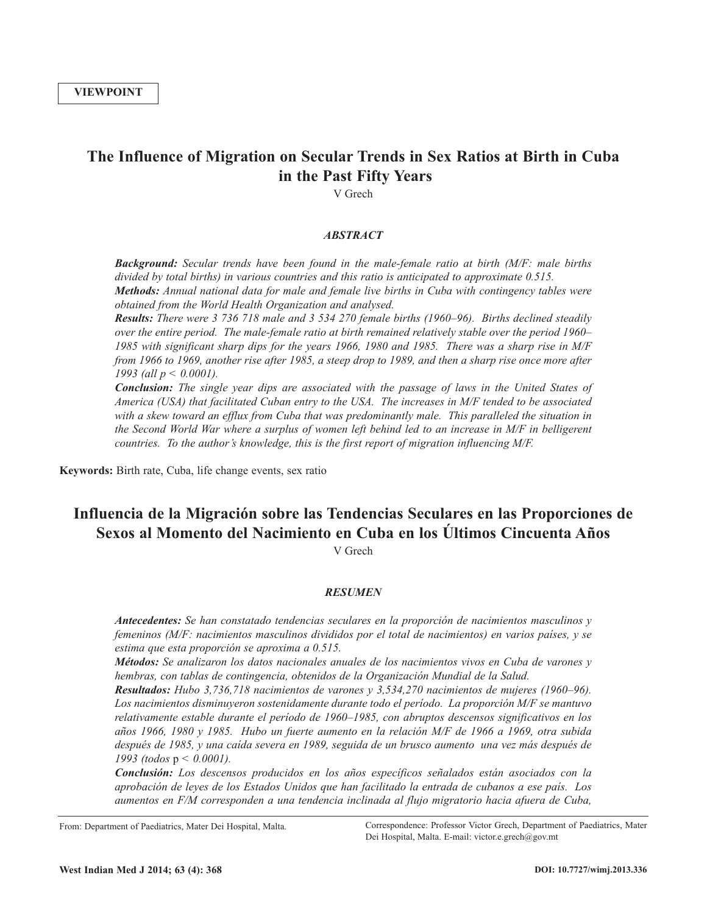**VIEWPOINT**

# The Influence of Migration on Secular Trends in Sex Ratios at Birth in Cuba in the Past Fifty Years

V Grech

## *ABSTRACT*

***Background:*** *Secular trends have been found in the male-female ratio at birth (M/F: male births divided by total births) in various countries and this ratio is anticipated to approximate 0.515.*

***Methods:*** *Annual national data for male and female live births in Cuba with contingency tables were obtained from the World Health Organization and analysed.*

***Results:*** *There were 3 736 718 male and 3 534 270 female births (1960–96). Births declined steadily over the entire period. The male-female ratio at birth remained relatively stable over the period 1960–1985 with significant sharp dips for the years 1966, 1980 and 1985. There was a sharp rise in M/F from 1966 to 1969, another rise after 1985, a steep drop to 1989, and then a sharp rise once more after 1993 (all $p < 0.0001$).*

***Conclusion:*** *The single year dips are associated with the passage of laws in the United States of America (USA) that facilitated Cuban entry to the USA. The increases in M/F tended to be associated with a skew toward an efflux from Cuba that was predominantly male. This paralleled the situation in the Second World War where a surplus of women left behind led to an increase in M/F in belligerent countries. To the author's knowledge, this is the first report of migration influencing M/F.*

**Keywords:** Birth rate, Cuba, life change events, sex ratio

# Influencia de la Migración sobre las Tendencias Seculares en las Proporciones de Sexos al Momento del Nacimiento en Cuba en los Últimos Cincuenta Años

V Grech

## *RESUMEN*

***Antecedentes:*** *Se han constatado tendencias seculares en la proporción de nacimientos masculinos y femeninos (M/F: nacimientos masculinos divididos por el total de nacimientos) en varios países, y se estima que esta proporción se aproxima a 0.515.*

***Métodos:*** *Se analizaron los datos nacionales anuales de los nacimientos vivos en Cuba de varones y hembras, con tablas de contingencia, obtenidos de la Organización Mundial de la Salud.*

***Resultados:*** *Hubo 3,736,718 nacimientos de varones y 3,534,270 nacimientos de mujeres (1960–96). Los nacimientos disminuyeron sostenidamente durante todo el período. La proporción M/F se mantuvo relativamente estable durante el período de 1960–1985, con abruptos descensos significativos en los años 1966, 1980 y 1985. Hubo un fuerte aumento en la relación M/F de 1966 a 1969, otra subida después de 1985, y una caída severa en 1989, seguida de un brusco aumento una vez más después de 1993 (todos* $p < 0.0001$*).*

***Conclusión:*** *Los descensos producidos en los años específicos señalados están asociados con la aprobación de leyes de los Estados Unidos que han facilitado la entrada de cubanos a ese país. Los aumentos en F/M corresponden a una tendencia inclinada al flujo migratorio hacia afuera de Cuba,*

From: Department of Paediatrics, Mater Dei Hospital, Malta.

Correspondence: Professor Victor Grech, Department of Paediatrics, Mater Dei Hospital, Malta. E-mail: victor.e.grech@gov.mt

DOI: 10.7727/wimj.2013.336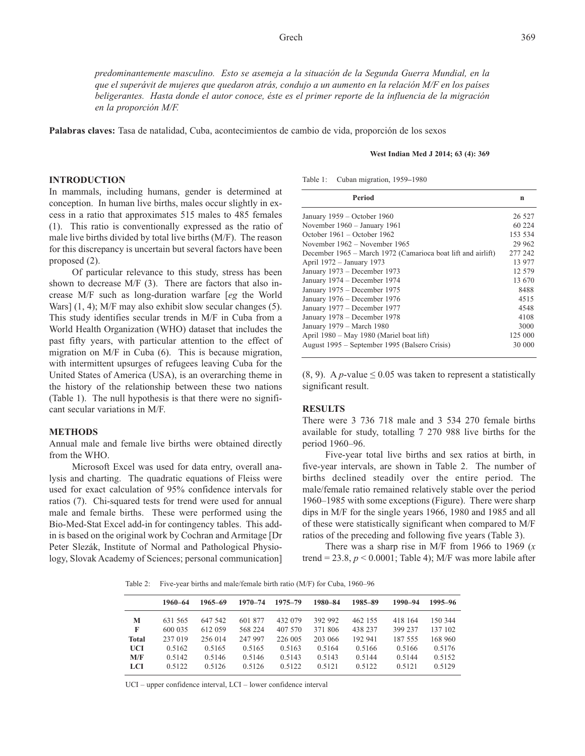*predominantemente masculino. Esto se asemeja a la situación de la Segunda Guerra Mundial, en la que el superávit de mujeres que quedaron atrás, condujo a un aumento en la relación M/F en los países beligerantes. Hasta donde el autor conoce, éste es el primer reporte de la influencia de la migración en la proporción M/F.*

**Palabras claves:** Tasa de natalidad, Cuba, acontecimientos de cambio de vida, proporción de los sexos

**West Indian Med J 2014; 63 (4): 369**

## INTRODUCTION

In mammals, including humans, gender is determined at conception. In human live births, males occur slightly in excess in a ratio that approximates 515 males to 485 females (1). This ratio is conventionally expressed as the ratio of male live births divided by total live births (M/F). The reason for this discrepancy is uncertain but several factors have been proposed (2).

Of particular relevance to this study, stress has been shown to decrease M/F (3). There are factors that also increase M/F such as long-duration warfare [*eg* the World Wars] (1, 4); M/F may also exhibit slow secular changes (5). This study identifies secular trends in M/F in Cuba from a World Health Organization (WHO) dataset that includes the past fifty years, with particular attention to the effect of migration on M/F in Cuba (6). This is because migration, with intermittent upsurges of refugees leaving Cuba for the United States of America (USA), is an overarching theme in the history of the relationship between these two nations (Table 1). The null hypothesis is that there were no significant secular variations in M/F.

## METHODS

Annual male and female live births were obtained directly from the WHO.

Microsoft Excel was used for data entry, overall analysis and charting. The quadratic equations of Fleiss were used for exact calculation of 95% confidence intervals for ratios (7). Chi-squared tests for trend were used for annual male and female births. These were performed using the Bio-Med-Stat Excel add-in for contingency tables. This add-in is based on the original work by Cochran and Armitage [Dr Peter Slezák, Institute of Normal and Pathological Physiology, Slovak Academy of Sciences; personal communication] (8, 9). A *p*-value ≤ 0.05 was taken to represent a statistically significant result.

Table 1: Cuban migration, 1959–1980

| Period | n |
|---|---|
| January 1959 – October 1960 | 26 527 |
| November 1960 – January 1961 | 60 224 |
| October 1961 – October 1962 | 153 534 |
| November 1962 – November 1965 | 29 962 |
| December 1965 – March 1972 (Camarioca boat lift and airlift) | 277 242 |
| April 1972 – January 1973 | 13 977 |
| January 1973 – December 1973 | 12 579 |
| January 1974 – December 1974 | 13 670 |
| January 1975 – December 1975 | 8488 |
| January 1976 – December 1976 | 4515 |
| January 1977 – December 1977 | 4548 |
| January 1978 – December 1978 | 4108 |
| January 1979 – March 1980 | 3000 |
| April 1980 – May 1980 (Mariel boat lift) | 125 000 |
| August 1995 – September 1995 (Balsero Crisis) | 30 000 |

## RESULTS

There were 3 736 718 male and 3 534 270 female births available for study, totalling 7 270 988 live births for the period 1960–96.

Five-year total live births and sex ratios at birth, in five-year intervals, are shown in Table 2. The number of births declined steadily over the entire period. The male/female ratio remained relatively stable over the period 1960–1985 with some exceptions (Figure). There were sharp dips in M/F for the single years 1966, 1980 and 1985 and all of these were statistically significant when compared to M/F ratios of the preceding and following five years (Table 3).

There was a sharp rise in M/F from 1966 to 1969 ($x$ trend = 23.8, $p < 0.0001$; Table 4); M/F was more labile after

Table 2: Five-year births and male/female birth ratio (M/F) for Cuba, 1960–96

| | 1960–64 | 1965–69 | 1970–74 | 1975–79 | 1980–84 | 1985–89 | 1990–94 | 1995–96 |
|---|---|---|---|---|---|---|---|---|
| **M** | 631 565 | 647 542 | 601 877 | 432 079 | 392 992 | 462 155 | 418 164 | 150 344 |
| **F** | 600 035 | 612 059 | 568 224 | 407 570 | 371 806 | 438 237 | 399 237 | 137 102 |
| **Total** | 237 019 | 256 014 | 247 997 | 226 005 | 203 066 | 192 941 | 187 555 | 168 960 |
| **UCI** | 0.5162 | 0.5165 | 0.5165 | 0.5163 | 0.5164 | 0.5166 | 0.5166 | 0.5176 |
| **M/F** | 0.5142 | 0.5146 | 0.5146 | 0.5143 | 0.5143 | 0.5144 | 0.5144 | 0.5152 |
| **LCI** | 0.5122 | 0.5126 | 0.5126 | 0.5122 | 0.5121 | 0.5122 | 0.5121 | 0.5129 |

UCI – upper confidence interval, LCI – lower confidence interval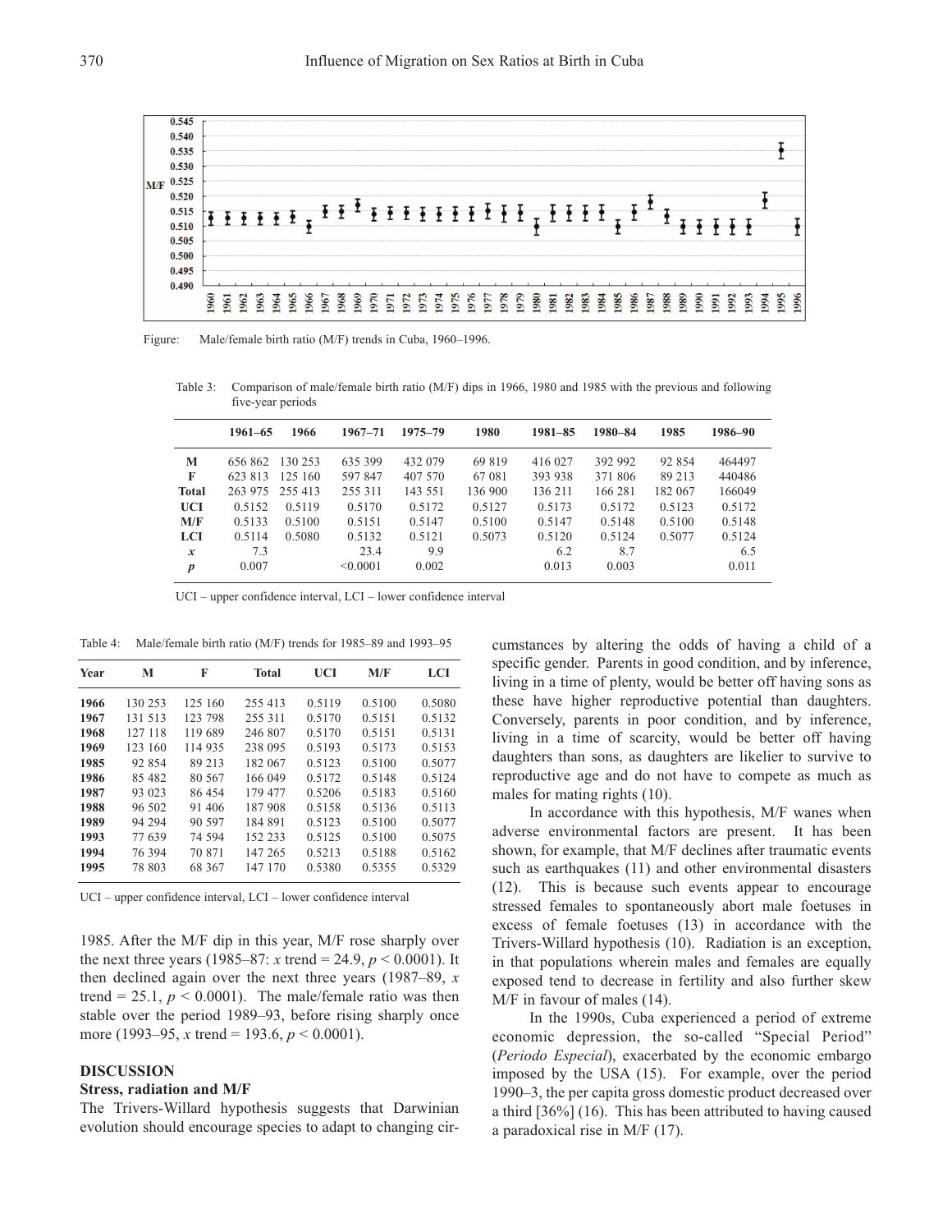Figure: Male/female birth ratio (M/F) trends in Cuba, 1960–1996.

Table 3: Comparison of male/female birth ratio (M/F) dips in 1966, 1980 and 1985 with the previous and following five-year periods

| | 1961–65 | 1966 | 1967–71 | 1975–79 | 1980 | 1981–85 | 1980–84 | 1985 | 1986–90 |
|---|---|---|---|---|---|---|---|---|---|
| **M** | 656 862 | 130 253 | 635 399 | 432 079 | 69 819 | 416 027 | 392 992 | 92 854 | 464497 |
| **F** | 623 813 | 125 160 | 597 847 | 407 570 | 67 081 | 393 938 | 371 806 | 89 213 | 440486 |
| **Total** | 263 975 | 255 413 | 255 311 | 143 551 | 136 900 | 136 211 | 166 281 | 182 067 | 166049 |
| **UCI** | 0.5152 | 0.5119 | 0.5170 | 0.5172 | 0.5127 | 0.5173 | 0.5172 | 0.5123 | 0.5172 |
| **M/F** | 0.5133 | 0.5100 | 0.5151 | 0.5147 | 0.5100 | 0.5147 | 0.5148 | 0.5100 | 0.5148 |
| **LCI** | 0.5114 | 0.5080 | 0.5132 | 0.5121 | 0.5073 | 0.5120 | 0.5124 | 0.5077 | 0.5124 |
| ***x*** | 7.3 | | 23.4 | 9.9 | | 6.2 | 8.7 | | 6.5 |
| ***p*** | 0.007 | | <0.0001 | 0.002 | | 0.013 | 0.003 | | 0.011 |

UCI – upper confidence interval, LCI – lower confidence interval

Table 4: Male/female birth ratio (M/F) trends for 1985–89 and 1993–95

| Year | M | F | Total | UCI | M/F | LCI |
|---|---|---|---|---|---|---|
| **1966** | 130 253 | 125 160 | 255 413 | 0.5119 | 0.5100 | 0.5080 |
| **1967** | 131 513 | 123 798 | 255 311 | 0.5170 | 0.5151 | 0.5132 |
| **1968** | 127 118 | 119 689 | 246 807 | 0.5170 | 0.5151 | 0.5131 |
| **1969** | 123 160 | 114 935 | 238 095 | 0.5193 | 0.5173 | 0.5153 |
| **1985** | 92 854 | 89 213 | 182 067 | 0.5123 | 0.5100 | 0.5077 |
| **1986** | 85 482 | 80 567 | 166 049 | 0.5172 | 0.5148 | 0.5124 |
| **1987** | 93 023 | 86 454 | 179 477 | 0.5206 | 0.5183 | 0.5160 |
| **1988** | 96 502 | 91 406 | 187 908 | 0.5158 | 0.5136 | 0.5113 |
| **1989** | 94 294 | 90 597 | 184 891 | 0.5123 | 0.5100 | 0.5077 |
| **1993** | 77 639 | 74 594 | 152 233 | 0.5125 | 0.5100 | 0.5075 |
| **1994** | 76 394 | 70 871 | 147 265 | 0.5213 | 0.5188 | 0.5162 |
| **1995** | 78 803 | 68 367 | 147 170 | 0.5380 | 0.5355 | 0.5329 |

UCI – upper confidence interval, LCI – lower confidence interval

1985. After the M/F dip in this year, M/F rose sharply over the next three years (1985–87: $x$ trend = 24.9, $p < 0.0001$). It then declined again over the next three years (1987–89, $x$ trend = 25.1, $p < 0.0001$). The male/female ratio was then stable over the period 1989–93, before rising sharply once more (1993–95, $x$ trend = 193.6, $p < 0.0001$).

## DISCUSSION

### Stress, radiation and M/F

The Trivers-Willard hypothesis suggests that Darwinian evolution should encourage species to adapt to changing circumstances by altering the odds of having a child of a specific gender. Parents in good condition, and by inference, living in a time of plenty, would be better off having sons as these have higher reproductive potential than daughters. Conversely, parents in poor condition, and by inference, living in a time of scarcity, would be better off having daughters than sons, as daughters are likelier to survive to reproductive age and do not have to compete as much as males for mating rights (10).

In accordance with this hypothesis, M/F wanes when adverse environmental factors are present. It has been shown, for example, that M/F declines after traumatic events such as earthquakes (11) and other environmental disasters (12). This is because such events appear to encourage stressed females to spontaneously abort male foetuses in excess of female foetuses (13) in accordance with the Trivers-Willard hypothesis (10). Radiation is an exception, in that populations wherein males and females are equally exposed tend to decrease in fertility and also further skew M/F in favour of males (14).

In the 1990s, Cuba experienced a period of extreme economic depression, the so-called "Special Period" (*Periodo Especial*), exacerbated by the economic embargo imposed by the USA (15). For example, over the period 1990–3, the per capita gross domestic product decreased over a third [36%] (16). This has been attributed to having caused a paradoxical rise in M/F (17).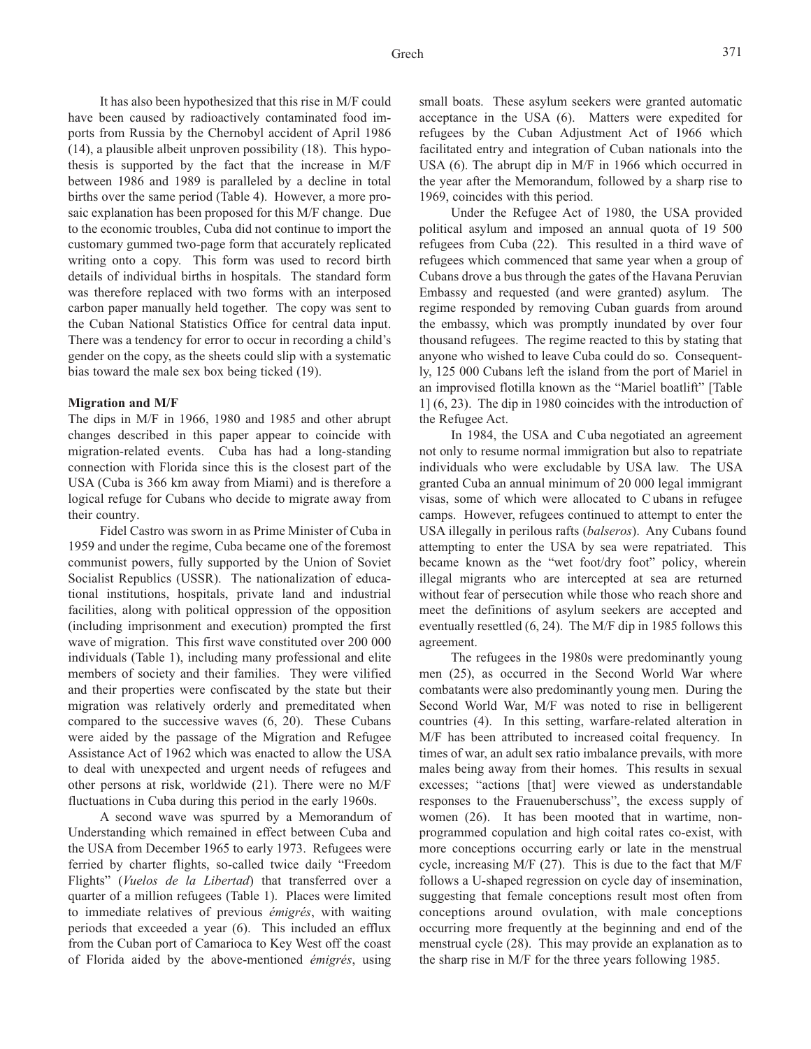It has also been hypothesized that this rise in M/F could have been caused by radioactively contaminated food imports from Russia by the Chernobyl accident of April 1986 (14), a plausible albeit unproven possibility (18). This hypothesis is supported by the fact that the increase in M/F between 1986 and 1989 is paralleled by a decline in total births over the same period (Table 4). However, a more prosaic explanation has been proposed for this M/F change. Due to the economic troubles, Cuba did not continue to import the customary gummed two-page form that accurately replicated writing onto a copy. This form was used to record birth details of individual births in hospitals. The standard form was therefore replaced with two forms with an interposed carbon paper manually held together. The copy was sent to the Cuban National Statistics Office for central data input. There was a tendency for error to occur in recording a child's gender on the copy, as the sheets could slip with a systematic bias toward the male sex box being ticked (19).

**Migration and M/F**

The dips in M/F in 1966, 1980 and 1985 and other abrupt changes described in this paper appear to coincide with migration-related events. Cuba has had a long-standing connection with Florida since this is the closest part of the USA (Cuba is 366 km away from Miami) and is therefore a logical refuge for Cubans who decide to migrate away from their country.

Fidel Castro was sworn in as Prime Minister of Cuba in 1959 and under the regime, Cuba became one of the foremost communist powers, fully supported by the Union of Soviet Socialist Republics (USSR). The nationalization of educational institutions, hospitals, private land and industrial facilities, along with political oppression of the opposition (including imprisonment and execution) prompted the first wave of migration. This first wave constituted over 200 000 individuals (Table 1), including many professional and elite members of society and their families. They were vilified and their properties were confiscated by the state but their migration was relatively orderly and premeditated when compared to the successive waves (6, 20). These Cubans were aided by the passage of the Migration and Refugee Assistance Act of 1962 which was enacted to allow the USA to deal with unexpected and urgent needs of refugees and other persons at risk, worldwide (21). There were no M/F fluctuations in Cuba during this period in the early 1960s.

A second wave was spurred by a Memorandum of Understanding which remained in effect between Cuba and the USA from December 1965 to early 1973. Refugees were ferried by charter flights, so-called twice daily "Freedom Flights" (*Vuelos de la Libertad*) that transferred over a quarter of a million refugees (Table 1). Places were limited to immediate relatives of previous *émigrés*, with waiting periods that exceeded a year (6). This included an efflux from the Cuban port of Camarioca to Key West off the coast of Florida aided by the above-mentioned *émigrés*, using small boats. These asylum seekers were granted automatic acceptance in the USA (6). Matters were expedited for refugees by the Cuban Adjustment Act of 1966 which facilitated entry and integration of Cuban nationals into the USA (6). The abrupt dip in M/F in 1966 which occurred in the year after the Memorandum, followed by a sharp rise to 1969, coincides with this period.

Under the Refugee Act of 1980, the USA provided political asylum and imposed an annual quota of 19 500 refugees from Cuba (22). This resulted in a third wave of refugees which commenced that same year when a group of Cubans drove a bus through the gates of the Havana Peruvian Embassy and requested (and were granted) asylum. The regime responded by removing Cuban guards from around the embassy, which was promptly inundated by over four thousand refugees. The regime reacted to this by stating that anyone who wished to leave Cuba could do so. Consequently, 125 000 Cubans left the island from the port of Mariel in an improvised flotilla known as the "Mariel boatlift" [Table 1] (6, 23). The dip in 1980 coincides with the introduction of the Refugee Act.

In 1984, the USA and Cuba negotiated an agreement not only to resume normal immigration but also to repatriate individuals who were excludable by USA law. The USA granted Cuba an annual minimum of 20 000 legal immigrant visas, some of which were allocated to Cubans in refugee camps. However, refugees continued to attempt to enter the USA illegally in perilous rafts (*balseros*). Any Cubans found attempting to enter the USA by sea were repatriated. This became known as the "wet foot/dry foot" policy, wherein illegal migrants who are intercepted at sea are returned without fear of persecution while those who reach shore and meet the definitions of asylum seekers are accepted and eventually resettled (6, 24). The M/F dip in 1985 follows this agreement.

The refugees in the 1980s were predominantly young men (25), as occurred in the Second World War where combatants were also predominantly young men. During the Second World War, M/F was noted to rise in belligerent countries (4). In this setting, warfare-related alteration in M/F has been attributed to increased coital frequency. In times of war, an adult sex ratio imbalance prevails, with more males being away from their homes. This results in sexual excesses; "actions [that] were viewed as understandable responses to the Frauenuberschuss", the excess supply of women (26). It has been mooted that in wartime, non-programmed copulation and high coital rates co-exist, with more conceptions occurring early or late in the menstrual cycle, increasing M/F (27). This is due to the fact that M/F follows a U-shaped regression on cycle day of insemination, suggesting that female conceptions result most often from conceptions around ovulation, with male conceptions occurring more frequently at the beginning and end of the menstrual cycle (28). This may provide an explanation as to the sharp rise in M/F for the three years following 1985.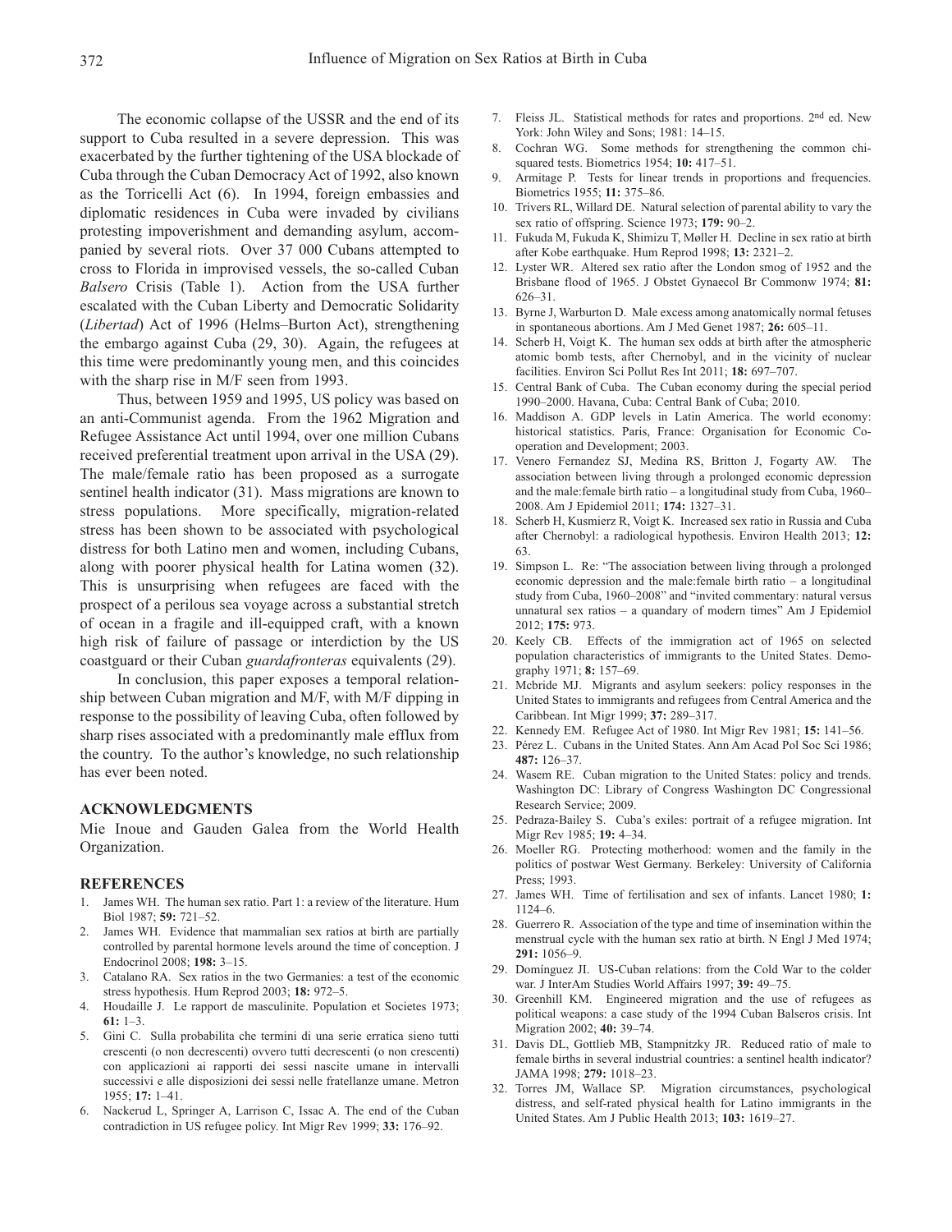The economic collapse of the USSR and the end of its support to Cuba resulted in a severe depression. This was exacerbated by the further tightening of the USA blockade of Cuba through the Cuban Democracy Act of 1992, also known as the Torricelli Act (6). In 1994, foreign embassies and diplomatic residences in Cuba were invaded by civilians protesting impoverishment and demanding asylum, accompanied by several riots. Over 37 000 Cubans attempted to cross to Florida in improvised vessels, the so-called Cuban *Balsero* Crisis (Table 1). Action from the USA further escalated with the Cuban Liberty and Democratic Solidarity (*Libertad*) Act of 1996 (Helms–Burton Act), strengthening the embargo against Cuba (29, 30). Again, the refugees at this time were predominantly young men, and this coincides with the sharp rise in M/F seen from 1993.

Thus, between 1959 and 1995, US policy was based on an anti-Communist agenda. From the 1962 Migration and Refugee Assistance Act until 1994, over one million Cubans received preferential treatment upon arrival in the USA (29). The male/female ratio has been proposed as a surrogate sentinel health indicator (31). Mass migrations are known to stress populations. More specifically, migration-related stress has been shown to be associated with psychological distress for both Latino men and women, including Cubans, along with poorer physical health for Latina women (32). This is unsurprising when refugees are faced with the prospect of a perilous sea voyage across a substantial stretch of ocean in a fragile and ill-equipped craft, with a known high risk of failure of passage or interdiction by the US coastguard or their Cuban *guardafronteras* equivalents (29).

In conclusion, this paper exposes a temporal relationship between Cuban migration and M/F, with M/F dipping in response to the possibility of leaving Cuba, often followed by sharp rises associated with a predominantly male efflux from the country. To the author's knowledge, no such relationship has ever been noted.

## ACKNOWLEDGMENTS

Mie Inoue and Gauden Galea from the World Health Organization.

## REFERENCES

1. James WH. The human sex ratio. Part 1: a review of the literature. Hum Biol 1987; **59:** 721–52.
2. James WH. Evidence that mammalian sex ratios at birth are partially controlled by parental hormone levels around the time of conception. J Endocrinol 2008; **198:** 3–15.
3. Catalano RA. Sex ratios in the two Germanies: a test of the economic stress hypothesis. Hum Reprod 2003; **18:** 972–5.
4. Houdaille J. Le rapport de masculinite. Population et Societes 1973; **61:** 1–3.
5. Gini C. Sulla probabilita che termini di una serie erratica sieno tutti crescenti (o non decrescenti) ovvero tutti decrescenti (o non crescenti) con applicazioni ai rapporti dei sessi nascite umane in intervalli successivi e alle disposizioni dei sessi nelle fratellanze umane. Metron 1955; **17:** 1–41.
6. Nackerud L, Springer A, Larrison C, Issac A. The end of the Cuban contradiction in US refugee policy. Int Migr Rev 1999; **33:** 176–92.
7. Fleiss JL. Statistical methods for rates and proportions. 2nd ed. New York: John Wiley and Sons; 1981: 14–15.
8. Cochran WG. Some methods for strengthening the common chi-squared tests. Biometrics 1954; **10:** 417–51.
9. Armitage P. Tests for linear trends in proportions and frequencies. Biometrics 1955; **11:** 375–86.
10. Trivers RL, Willard DE. Natural selection of parental ability to vary the sex ratio of offspring. Science 1973; **179:** 90–2.
11. Fukuda M, Fukuda K, Shimizu T, Møller H. Decline in sex ratio at birth after Kobe earthquake. Hum Reprod 1998; **13:** 2321–2.
12. Lyster WR. Altered sex ratio after the London smog of 1952 and the Brisbane flood of 1965. J Obstet Gynaecol Br Commonw 1974; **81:** 626–31.
13. Byrne J, Warburton D. Male excess among anatomically normal fetuses in spontaneous abortions. Am J Med Genet 1987; **26:** 605–11.
14. Scherb H, Voigt K. The human sex odds at birth after the atmospheric atomic bomb tests, after Chernobyl, and in the vicinity of nuclear facilities. Environ Sci Pollut Res Int 2011; **18:** 697–707.
15. Central Bank of Cuba. The Cuban economy during the special period 1990–2000. Havana, Cuba: Central Bank of Cuba; 2010.
16. Maddison A. GDP levels in Latin America. The world economy: historical statistics. Paris, France: Organisation for Economic Co-operation and Development; 2003.
17. Venero Fernandez SJ, Medina RS, Britton J, Fogarty AW. The association between living through a prolonged economic depression and the male:female birth ratio – a longitudinal study from Cuba, 1960–2008. Am J Epidemiol 2011; **174:** 1327–31.
18. Scherb H, Kusmierz R, Voigt K. Increased sex ratio in Russia and Cuba after Chernobyl: a radiological hypothesis. Environ Health 2013; **12:** 63.
19. Simpson L. Re: "The association between living through a prolonged economic depression and the male:female birth ratio – a longitudinal study from Cuba, 1960–2008" and "invited commentary: natural versus unnatural sex ratios – a quandary of modern times" Am J Epidemiol 2012; **175:** 973.
20. Keely CB. Effects of the immigration act of 1965 on selected population characteristics of immigrants to the United States. Demography 1971; **8:** 157–69.
21. Mcbride MJ. Migrants and asylum seekers: policy responses in the United States to immigrants and refugees from Central America and the Caribbean. Int Migr 1999; **37:** 289–317.
22. Kennedy EM. Refugee Act of 1980. Int Migr Rev 1981; **15:** 141–56.
23. Pérez L. Cubans in the United States. Ann Am Acad Pol Soc Sci 1986; **487:** 126–37.
24. Wasem RE. Cuban migration to the United States: policy and trends. Washington DC: Library of Congress Washington DC Congressional Research Service; 2009.
25. Pedraza-Bailey S. Cuba's exiles: portrait of a refugee migration. Int Migr Rev 1985; **19:** 4–34.
26. Moeller RG. Protecting motherhood: women and the family in the politics of postwar West Germany. Berkeley: University of California Press; 1993.
27. James WH. Time of fertilisation and sex of infants. Lancet 1980; **1:** 1124–6.
28. Guerrero R. Association of the type and time of insemination within the menstrual cycle with the human sex ratio at birth. N Engl J Med 1974; **291:** 1056–9.
29. Domínguez JI. US-Cuban relations: from the Cold War to the colder war. J InterAm Studies World Affairs 1997; **39:** 49–75.
30. Greenhill KM. Engineered migration and the use of refugees as political weapons: a case study of the 1994 Cuban Balseros crisis. Int Migration 2002; **40:** 39–74.
31. Davis DL, Gottlieb MB, Stampnitzky JR. Reduced ratio of male to female births in several industrial countries: a sentinel health indicator? JAMA 1998; **279:** 1018–23.
32. Torres JM, Wallace SP. Migration circumstances, psychological distress, and self-rated physical health for Latino immigrants in the United States. Am J Public Health 2013; **103:** 1619–27.